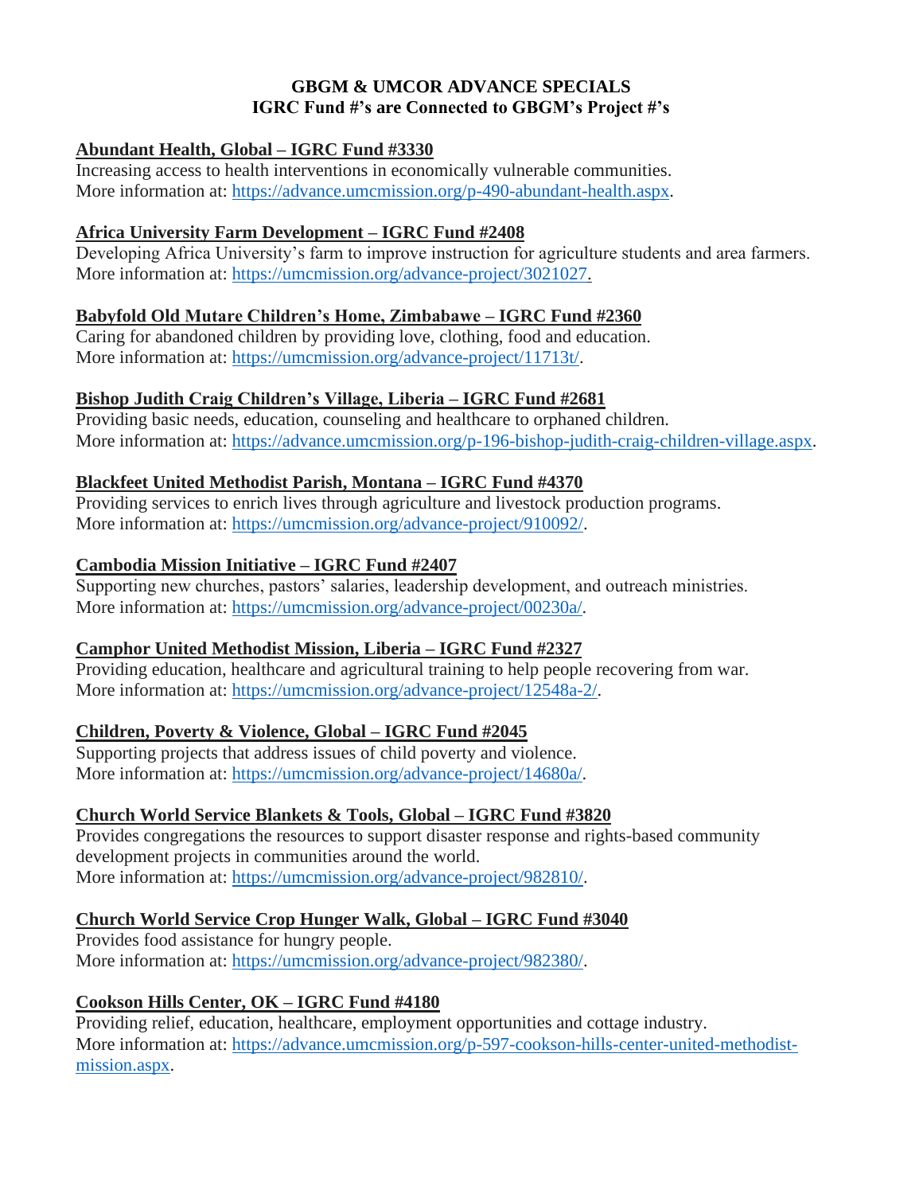# GBGM & UMCOR ADVANCE SPECIALS
## IGRC Fund #'s are Connected to GBGM's Project #'s

### Abundant Health, Global – IGRC Fund #3330

Increasing access to health interventions in economically vulnerable communities.
More information at: https://advance.umcmission.org/p-490-abundant-health.aspx.

### Africa University Farm Development – IGRC Fund #2408

Developing Africa University's farm to improve instruction for agriculture students and area farmers.
More information at: https://umcmission.org/advance-project/3021027.

### Babyfold Old Mutare Children's Home, Zimbabawe – IGRC Fund #2360

Caring for abandoned children by providing love, clothing, food and education.
More information at: https://umcmission.org/advance-project/11713t/.

### Bishop Judith Craig Children's Village, Liberia – IGRC Fund #2681

Providing basic needs, education, counseling and healthcare to orphaned children.
More information at: https://advance.umcmission.org/p-196-bishop-judith-craig-children-village.aspx.

### Blackfeet United Methodist Parish, Montana – IGRC Fund #4370

Providing services to enrich lives through agriculture and livestock production programs.
More information at: https://umcmission.org/advance-project/910092/.

### Cambodia Mission Initiative – IGRC Fund #2407

Supporting new churches, pastors' salaries, leadership development, and outreach ministries.
More information at: https://umcmission.org/advance-project/00230a/.

### Camphor United Methodist Mission, Liberia – IGRC Fund #2327

Providing education, healthcare and agricultural training to help people recovering from war.
More information at: https://umcmission.org/advance-project/12548a-2/.

### Children, Poverty & Violence, Global – IGRC Fund #2045

Supporting projects that address issues of child poverty and violence.
More information at: https://umcmission.org/advance-project/14680a/.

### Church World Service Blankets & Tools, Global – IGRC Fund #3820

Provides congregations the resources to support disaster response and rights-based community development projects in communities around the world.
More information at: https://umcmission.org/advance-project/982810/.

### Church World Service Crop Hunger Walk, Global – IGRC Fund #3040

Provides food assistance for hungry people.
More information at: https://umcmission.org/advance-project/982380/.

### Cookson Hills Center, OK – IGRC Fund #4180

Providing relief, education, healthcare, employment opportunities and cottage industry.
More information at: https://advance.umcmission.org/p-597-cookson-hills-center-united-methodist-mission.aspx.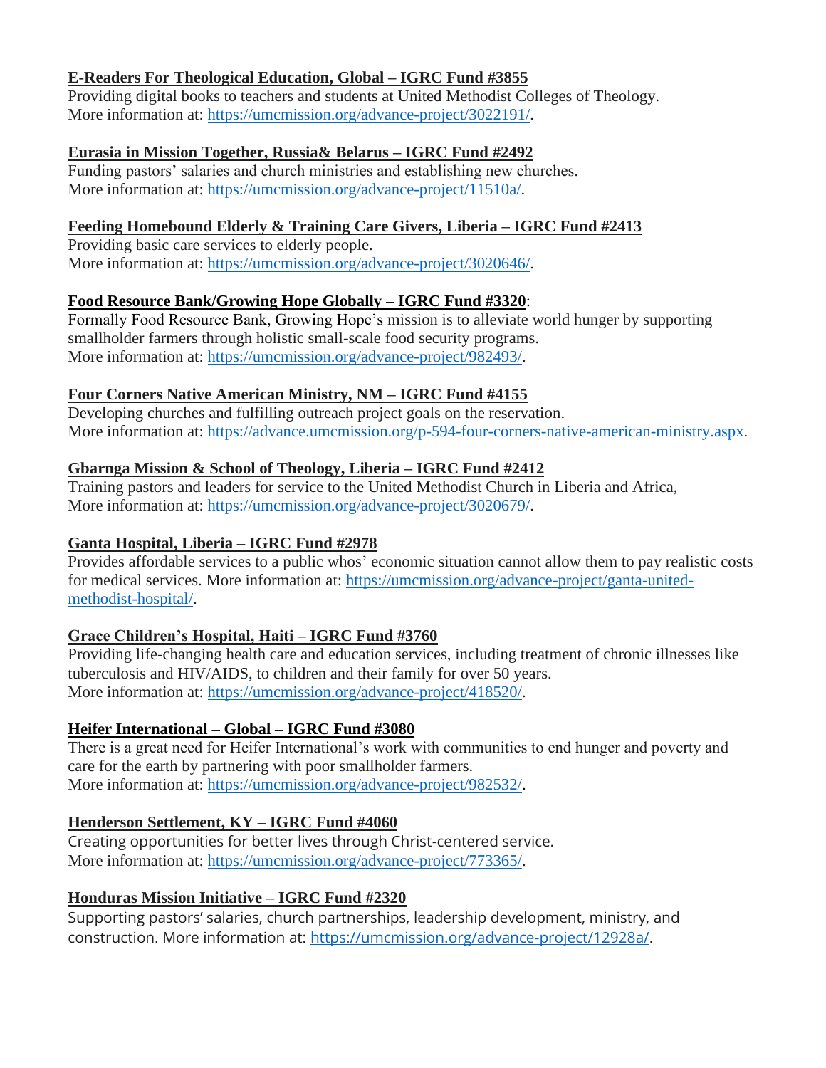**E-Readers For Theological Education, Global – IGRC Fund #3855**
Providing digital books to teachers and students at United Methodist Colleges of Theology.
More information at: https://umcmission.org/advance-project/3022191/.

**Eurasia in Mission Together, Russia& Belarus – IGRC Fund #2492**
Funding pastors' salaries and church ministries and establishing new churches.
More information at: https://umcmission.org/advance-project/11510a/.

**Feeding Homebound Elderly & Training Care Givers, Liberia – IGRC Fund #2413**
Providing basic care services to elderly people.
More information at: https://umcmission.org/advance-project/3020646/.

**Food Resource Bank/Growing Hope Globally – IGRC Fund #3320**:
Formally Food Resource Bank, Growing Hope's mission is to alleviate world hunger by supporting smallholder farmers through holistic small-scale food security programs.
More information at: https://umcmission.org/advance-project/982493/.

**Four Corners Native American Ministry, NM – IGRC Fund #4155**
Developing churches and fulfilling outreach project goals on the reservation.
More information at: https://advance.umcmission.org/p-594-four-corners-native-american-ministry.aspx.

**Gbarnga Mission & School of Theology, Liberia – IGRC Fund #2412**
Training pastors and leaders for service to the United Methodist Church in Liberia and Africa,
More information at: https://umcmission.org/advance-project/3020679/.

**Ganta Hospital, Liberia – IGRC Fund #2978**
Provides affordable services to a public whos' economic situation cannot allow them to pay realistic costs for medical services. More information at: https://umcmission.org/advance-project/ganta-united-methodist-hospital/.

**Grace Children's Hospital, Haiti – IGRC Fund #3760**
Providing life-changing health care and education services, including treatment of chronic illnesses like tuberculosis and HIV/AIDS, to children and their family for over 50 years.
More information at: https://umcmission.org/advance-project/418520/.

**Heifer International – Global – IGRC Fund #3080**
There is a great need for Heifer International's work with communities to end hunger and poverty and care for the earth by partnering with poor smallholder farmers.
More information at: https://umcmission.org/advance-project/982532/.

**Henderson Settlement, KY – IGRC Fund #4060**
Creating opportunities for better lives through Christ-centered service.
More information at: https://umcmission.org/advance-project/773365/.

**Honduras Mission Initiative – IGRC Fund #2320**
Supporting pastors' salaries, church partnerships, leadership development, ministry, and construction. More information at: https://umcmission.org/advance-project/12928a/.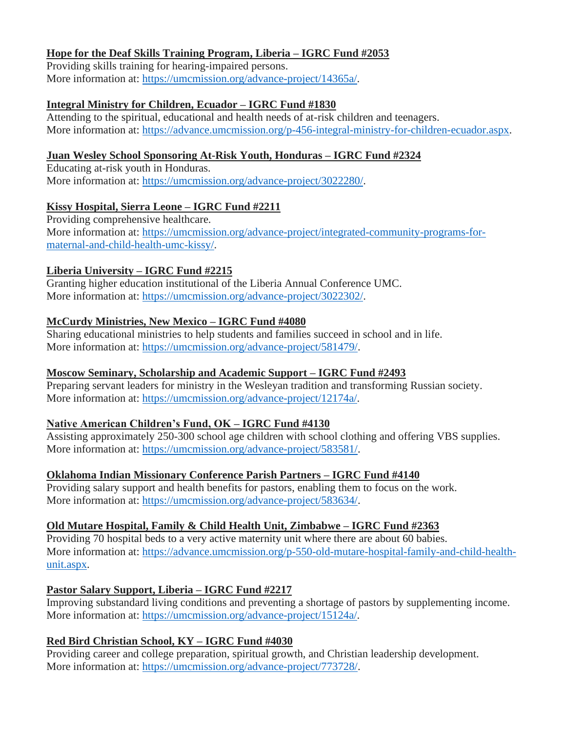**Hope for the Deaf Skills Training Program, Liberia – IGRC Fund #2053**
Providing skills training for hearing-impaired persons.
More information at: https://umcmission.org/advance-project/14365a/.

**Integral Ministry for Children, Ecuador – IGRC Fund #1830**
Attending to the spiritual, educational and health needs of at-risk children and teenagers.
More information at: https://advance.umcmission.org/p-456-integral-ministry-for-children-ecuador.aspx.

**Juan Wesley School Sponsoring At-Risk Youth, Honduras – IGRC Fund #2324**
Educating at-risk youth in Honduras.
More information at: https://umcmission.org/advance-project/3022280/.

**Kissy Hospital, Sierra Leone – IGRC Fund #2211**
Providing comprehensive healthcare.
More information at: https://umcmission.org/advance-project/integrated-community-programs-for-maternal-and-child-health-umc-kissy/.

**Liberia University – IGRC Fund #2215**
Granting higher education institutional of the Liberia Annual Conference UMC.
More information at: https://umcmission.org/advance-project/3022302/.

**McCurdy Ministries, New Mexico – IGRC Fund #4080**
Sharing educational ministries to help students and families succeed in school and in life.
More information at: https://umcmission.org/advance-project/581479/.

**Moscow Seminary, Scholarship and Academic Support – IGRC Fund #2493**
Preparing servant leaders for ministry in the Wesleyan tradition and transforming Russian society.
More information at: https://umcmission.org/advance-project/12174a/.

**Native American Children's Fund, OK – IGRC Fund #4130**
Assisting approximately 250-300 school age children with school clothing and offering VBS supplies.
More information at: https://umcmission.org/advance-project/583581/.

**Oklahoma Indian Missionary Conference Parish Partners – IGRC Fund #4140**
Providing salary support and health benefits for pastors, enabling them to focus on the work.
More information at: https://umcmission.org/advance-project/583634/.

**Old Mutare Hospital, Family & Child Health Unit, Zimbabwe – IGRC Fund #2363**
Providing 70 hospital beds to a very active maternity unit where there are about 60 babies.
More information at: https://advance.umcmission.org/p-550-old-mutare-hospital-family-and-child-health-unit.aspx.

**Pastor Salary Support, Liberia – IGRC Fund #2217**
Improving substandard living conditions and preventing a shortage of pastors by supplementing income.
More information at: https://umcmission.org/advance-project/15124a/.

**Red Bird Christian School, KY – IGRC Fund #4030**
Providing career and college preparation, spiritual growth, and Christian leadership development.
More information at: https://umcmission.org/advance-project/773728/.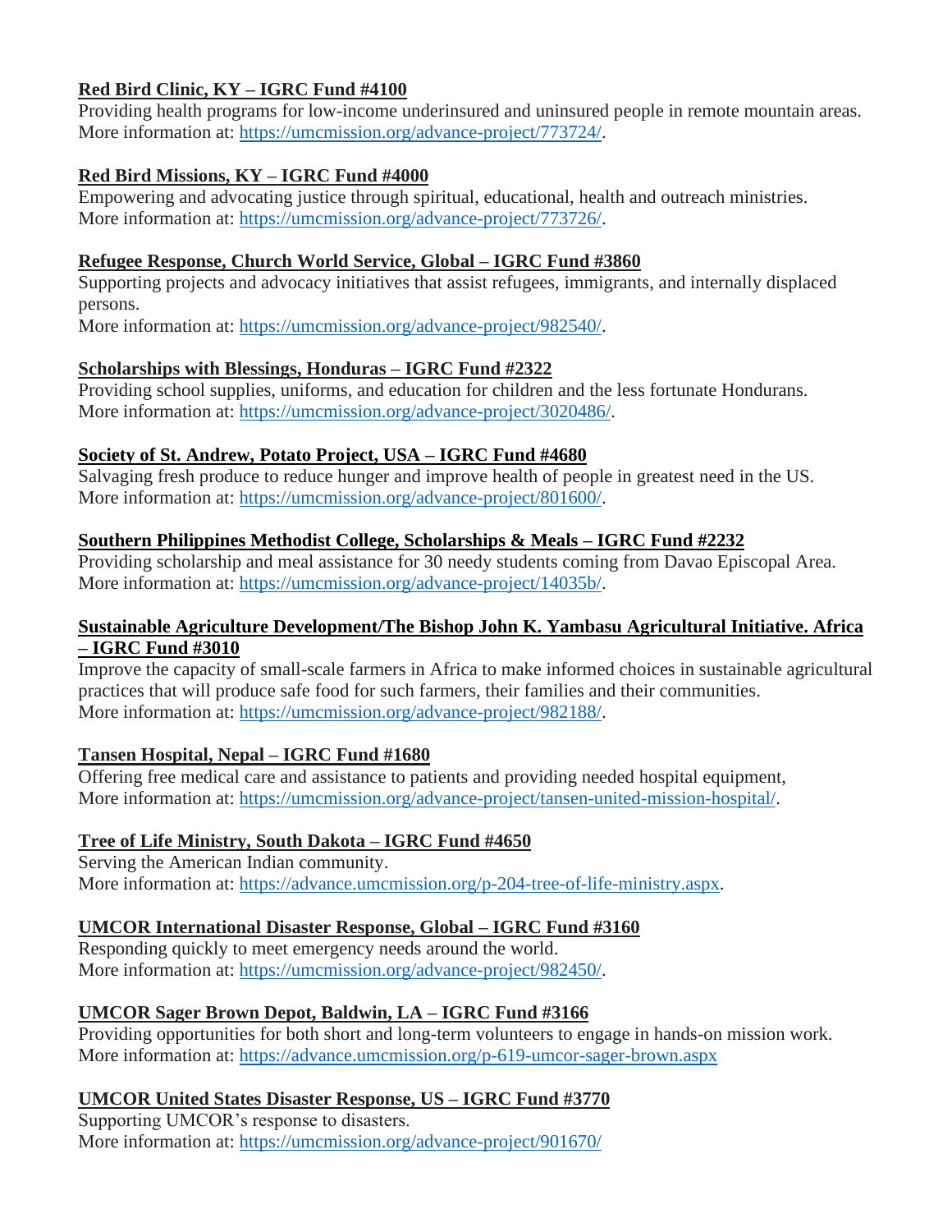**Red Bird Clinic, KY – IGRC Fund #4100**
Providing health programs for low-income underinsured and uninsured people in remote mountain areas.
More information at: https://umcmission.org/advance-project/773724/.

**Red Bird Missions, KY – IGRC Fund #4000**
Empowering and advocating justice through spiritual, educational, health and outreach ministries.
More information at: https://umcmission.org/advance-project/773726/.

**Refugee Response, Church World Service, Global – IGRC Fund #3860**
Supporting projects and advocacy initiatives that assist refugees, immigrants, and internally displaced persons.
More information at: https://umcmission.org/advance-project/982540/.

**Scholarships with Blessings, Honduras – IGRC Fund #2322**
Providing school supplies, uniforms, and education for children and the less fortunate Hondurans.
More information at: https://umcmission.org/advance-project/3020486/.

**Society of St. Andrew, Potato Project, USA – IGRC Fund #4680**
Salvaging fresh produce to reduce hunger and improve health of people in greatest need in the US.
More information at: https://umcmission.org/advance-project/801600/.

**Southern Philippines Methodist College, Scholarships & Meals – IGRC Fund #2232**
Providing scholarship and meal assistance for 30 needy students coming from Davao Episcopal Area.
More information at: https://umcmission.org/advance-project/14035b/.

**Sustainable Agriculture Development/The Bishop John K. Yambasu Agricultural Initiative. Africa – IGRC Fund #3010**
Improve the capacity of small-scale farmers in Africa to make informed choices in sustainable agricultural practices that will produce safe food for such farmers, their families and their communities.
More information at: https://umcmission.org/advance-project/982188/.

**Tansen Hospital, Nepal – IGRC Fund #1680**
Offering free medical care and assistance to patients and providing needed hospital equipment,
More information at: https://umcmission.org/advance-project/tansen-united-mission-hospital/.

**Tree of Life Ministry, South Dakota – IGRC Fund #4650**
Serving the American Indian community.
More information at: https://advance.umcmission.org/p-204-tree-of-life-ministry.aspx.

**UMCOR International Disaster Response, Global – IGRC Fund #3160**
Responding quickly to meet emergency needs around the world.
More information at: https://umcmission.org/advance-project/982450/.

**UMCOR Sager Brown Depot, Baldwin, LA – IGRC Fund #3166**
Providing opportunities for both short and long-term volunteers to engage in hands-on mission work.
More information at: https://advance.umcmission.org/p-619-umcor-sager-brown.aspx

**UMCOR United States Disaster Response, US – IGRC Fund #3770**
Supporting UMCOR's response to disasters.
More information at: https://umcmission.org/advance-project/901670/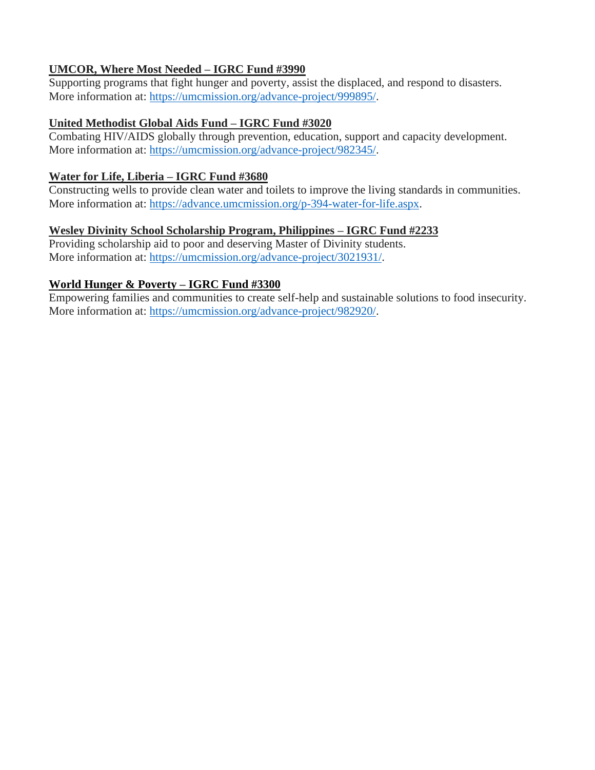**UMCOR, Where Most Needed – IGRC Fund #3990**

Supporting programs that fight hunger and poverty, assist the displaced, and respond to disasters.
More information at: [https://umcmission.org/advance-project/999895/](https://umcmission.org/advance-project/999895/).

**United Methodist Global Aids Fund – IGRC Fund #3020**

Combating HIV/AIDS globally through prevention, education, support and capacity development.
More information at: [https://umcmission.org/advance-project/982345/](https://umcmission.org/advance-project/982345/).

**Water for Life, Liberia – IGRC Fund #3680**

Constructing wells to provide clean water and toilets to improve the living standards in communities.
More information at: [https://advance.umcmission.org/p-394-water-for-life.aspx](https://advance.umcmission.org/p-394-water-for-life.aspx).

**Wesley Divinity School Scholarship Program, Philippines – IGRC Fund #2233**

Providing scholarship aid to poor and deserving Master of Divinity students.
More information at: [https://umcmission.org/advance-project/3021931/](https://umcmission.org/advance-project/3021931/).

**World Hunger & Poverty – IGRC Fund #3300**

Empowering families and communities to create self-help and sustainable solutions to food insecurity.
More information at: [https://umcmission.org/advance-project/982920/](https://umcmission.org/advance-project/982920/).